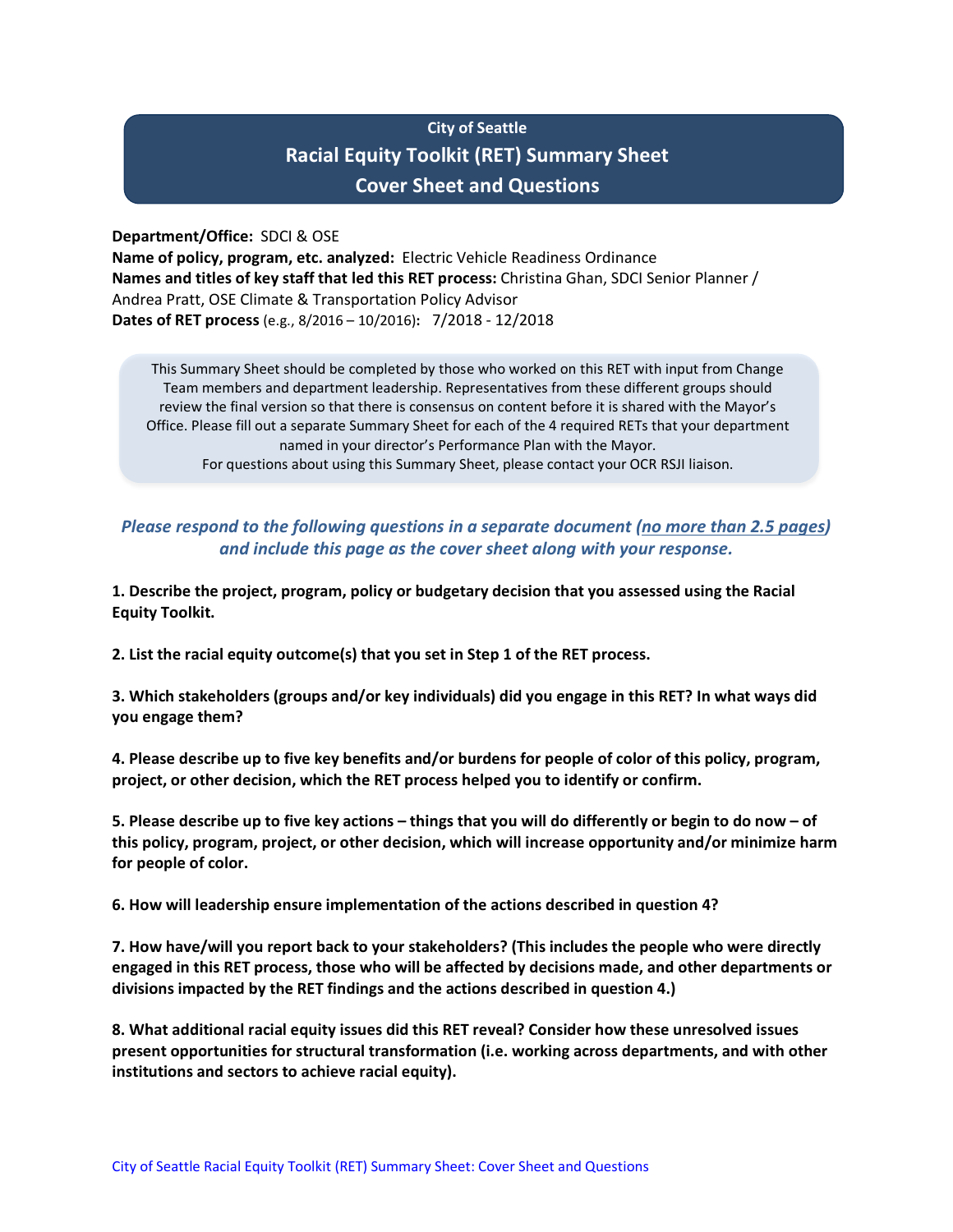# City of Seattle
## Racial Equity Toolkit (RET) Summary Sheet
## Cover Sheet and Questions

**Department/Office:** SDCI & OSE
**Name of policy, program, etc. analyzed:** Electric Vehicle Readiness Ordinance
**Names and titles of key staff that led this RET process:** Christina Ghan, SDCI Senior Planner / Andrea Pratt, OSE Climate & Transportation Policy Advisor
**Dates of RET process** (e.g., 8/2016 – 10/2016)**:** 7/2018 - 12/2018

> This Summary Sheet should be completed by those who worked on this RET with input from Change Team members and department leadership. Representatives from these different groups should review the final version so that there is consensus on content before it is shared with the Mayor's Office. Please fill out a separate Summary Sheet for each of the 4 required RETs that your department named in your director's Performance Plan with the Mayor.
> For questions about using this Summary Sheet, please contact your OCR RSJI liaison.

***Please respond to the following questions in a separate document (no more than 2.5 pages) and include this page as the cover sheet along with your response.***

**1. Describe the project, program, policy or budgetary decision that you assessed using the Racial Equity Toolkit.**

**2. List the racial equity outcome(s) that you set in Step 1 of the RET process.**

**3. Which stakeholders (groups and/or key individuals) did you engage in this RET? In what ways did you engage them?**

**4. Please describe up to five key benefits and/or burdens for people of color of this policy, program, project, or other decision, which the RET process helped you to identify or confirm.**

**5. Please describe up to five key actions – things that you will do differently or begin to do now – of this policy, program, project, or other decision, which will increase opportunity and/or minimize harm for people of color.**

**6. How will leadership ensure implementation of the actions described in question 4?**

**7. How have/will you report back to your stakeholders? (This includes the people who were directly engaged in this RET process, those who will be affected by decisions made, and other departments or divisions impacted by the RET findings and the actions described in question 4.)**

**8. What additional racial equity issues did this RET reveal? Consider how these unresolved issues present opportunities for structural transformation (i.e. working across departments, and with other institutions and sectors to achieve racial equity).**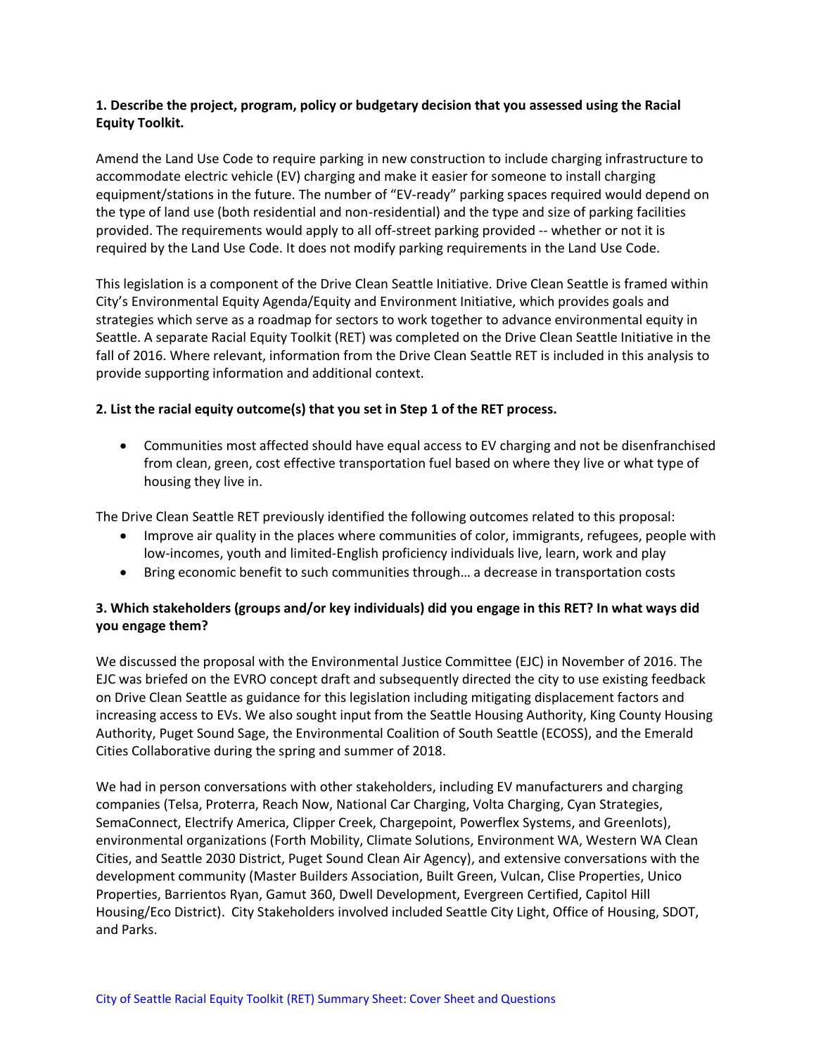**1. Describe the project, program, policy or budgetary decision that you assessed using the Racial Equity Toolkit.**

Amend the Land Use Code to require parking in new construction to include charging infrastructure to accommodate electric vehicle (EV) charging and make it easier for someone to install charging equipment/stations in the future. The number of "EV-ready" parking spaces required would depend on the type of land use (both residential and non-residential) and the type and size of parking facilities provided. The requirements would apply to all off-street parking provided -- whether or not it is required by the Land Use Code. It does not modify parking requirements in the Land Use Code.

This legislation is a component of the Drive Clean Seattle Initiative. Drive Clean Seattle is framed within City's Environmental Equity Agenda/Equity and Environment Initiative, which provides goals and strategies which serve as a roadmap for sectors to work together to advance environmental equity in Seattle. A separate Racial Equity Toolkit (RET) was completed on the Drive Clean Seattle Initiative in the fall of 2016. Where relevant, information from the Drive Clean Seattle RET is included in this analysis to provide supporting information and additional context.

**2. List the racial equity outcome(s) that you set in Step 1 of the RET process.**

- Communities most affected should have equal access to EV charging and not be disenfranchised from clean, green, cost effective transportation fuel based on where they live or what type of housing they live in.

The Drive Clean Seattle RET previously identified the following outcomes related to this proposal:

- Improve air quality in the places where communities of color, immigrants, refugees, people with low-incomes, youth and limited-English proficiency individuals live, learn, work and play
- Bring economic benefit to such communities through… a decrease in transportation costs

**3. Which stakeholders (groups and/or key individuals) did you engage in this RET? In what ways did you engage them?**

We discussed the proposal with the Environmental Justice Committee (EJC) in November of 2016. The EJC was briefed on the EVRO concept draft and subsequently directed the city to use existing feedback on Drive Clean Seattle as guidance for this legislation including mitigating displacement factors and increasing access to EVs. We also sought input from the Seattle Housing Authority, King County Housing Authority, Puget Sound Sage, the Environmental Coalition of South Seattle (ECOSS), and the Emerald Cities Collaborative during the spring and summer of 2018.

We had in person conversations with other stakeholders, including EV manufacturers and charging companies (Telsa, Proterra, Reach Now, National Car Charging, Volta Charging, Cyan Strategies, SemaConnect, Electrify America, Clipper Creek, Chargepoint, Powerflex Systems, and Greenlots), environmental organizations (Forth Mobility, Climate Solutions, Environment WA, Western WA Clean Cities, and Seattle 2030 District, Puget Sound Clean Air Agency), and extensive conversations with the development community (Master Builders Association, Built Green, Vulcan, Clise Properties, Unico Properties, Barrientos Ryan, Gamut 360, Dwell Development, Evergreen Certified, Capitol Hill Housing/Eco District). City Stakeholders involved included Seattle City Light, Office of Housing, SDOT, and Parks.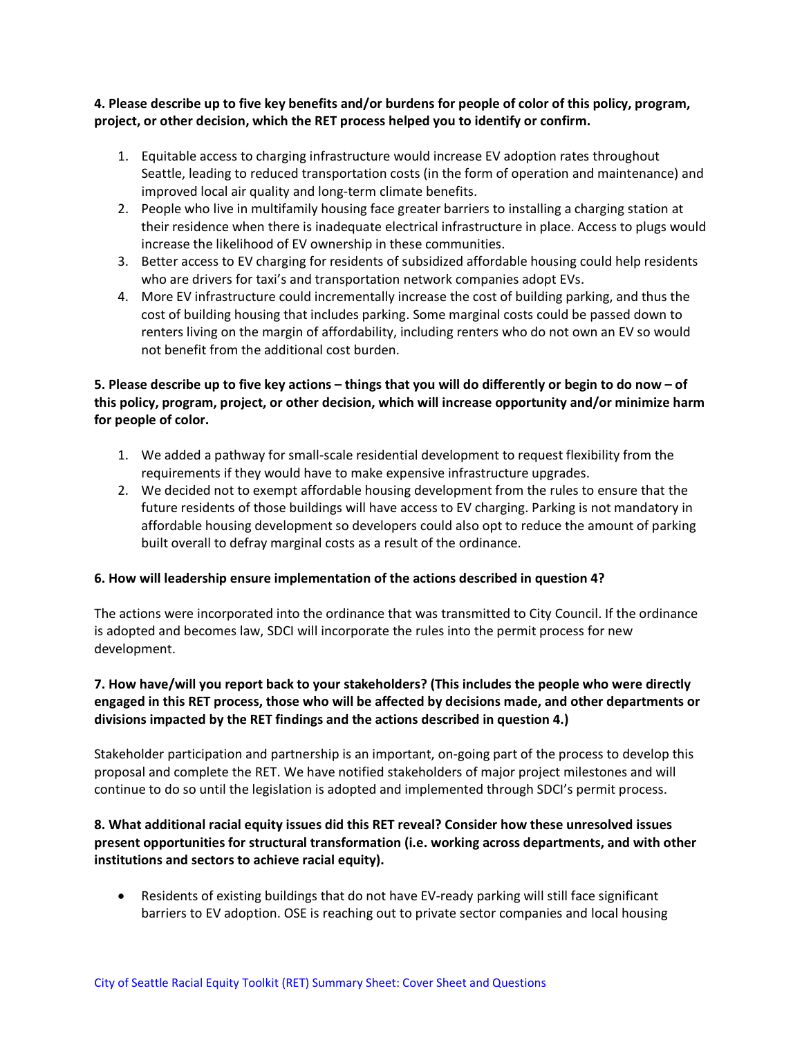**4. Please describe up to five key benefits and/or burdens for people of color of this policy, program, project, or other decision, which the RET process helped you to identify or confirm.**

1. Equitable access to charging infrastructure would increase EV adoption rates throughout Seattle, leading to reduced transportation costs (in the form of operation and maintenance) and improved local air quality and long-term climate benefits.
2. People who live in multifamily housing face greater barriers to installing a charging station at their residence when there is inadequate electrical infrastructure in place. Access to plugs would increase the likelihood of EV ownership in these communities.
3. Better access to EV charging for residents of subsidized affordable housing could help residents who are drivers for taxi's and transportation network companies adopt EVs.
4. More EV infrastructure could incrementally increase the cost of building parking, and thus the cost of building housing that includes parking. Some marginal costs could be passed down to renters living on the margin of affordability, including renters who do not own an EV so would not benefit from the additional cost burden.

**5. Please describe up to five key actions – things that you will do differently or begin to do now – of this policy, program, project, or other decision, which will increase opportunity and/or minimize harm for people of color.**

1. We added a pathway for small-scale residential development to request flexibility from the requirements if they would have to make expensive infrastructure upgrades.
2. We decided not to exempt affordable housing development from the rules to ensure that the future residents of those buildings will have access to EV charging. Parking is not mandatory in affordable housing development so developers could also opt to reduce the amount of parking built overall to defray marginal costs as a result of the ordinance.

**6. How will leadership ensure implementation of the actions described in question 4?**

The actions were incorporated into the ordinance that was transmitted to City Council. If the ordinance is adopted and becomes law, SDCI will incorporate the rules into the permit process for new development.

**7. How have/will you report back to your stakeholders? (This includes the people who were directly engaged in this RET process, those who will be affected by decisions made, and other departments or divisions impacted by the RET findings and the actions described in question 4.)**

Stakeholder participation and partnership is an important, on-going part of the process to develop this proposal and complete the RET. We have notified stakeholders of major project milestones and will continue to do so until the legislation is adopted and implemented through SDCI's permit process.

**8. What additional racial equity issues did this RET reveal? Consider how these unresolved issues present opportunities for structural transformation (i.e. working across departments, and with other institutions and sectors to achieve racial equity).**

- Residents of existing buildings that do not have EV-ready parking will still face significant barriers to EV adoption. OSE is reaching out to private sector companies and local housing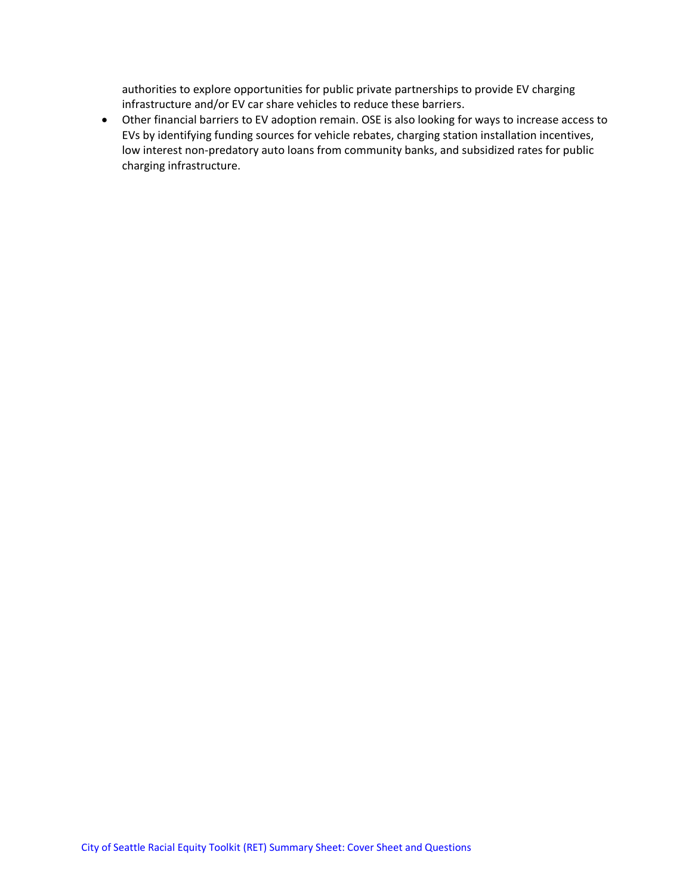authorities to explore opportunities for public private partnerships to provide EV charging infrastructure and/or EV car share vehicles to reduce these barriers.

- Other financial barriers to EV adoption remain. OSE is also looking for ways to increase access to EVs by identifying funding sources for vehicle rebates, charging station installation incentives, low interest non-predatory auto loans from community banks, and subsidized rates for public charging infrastructure.